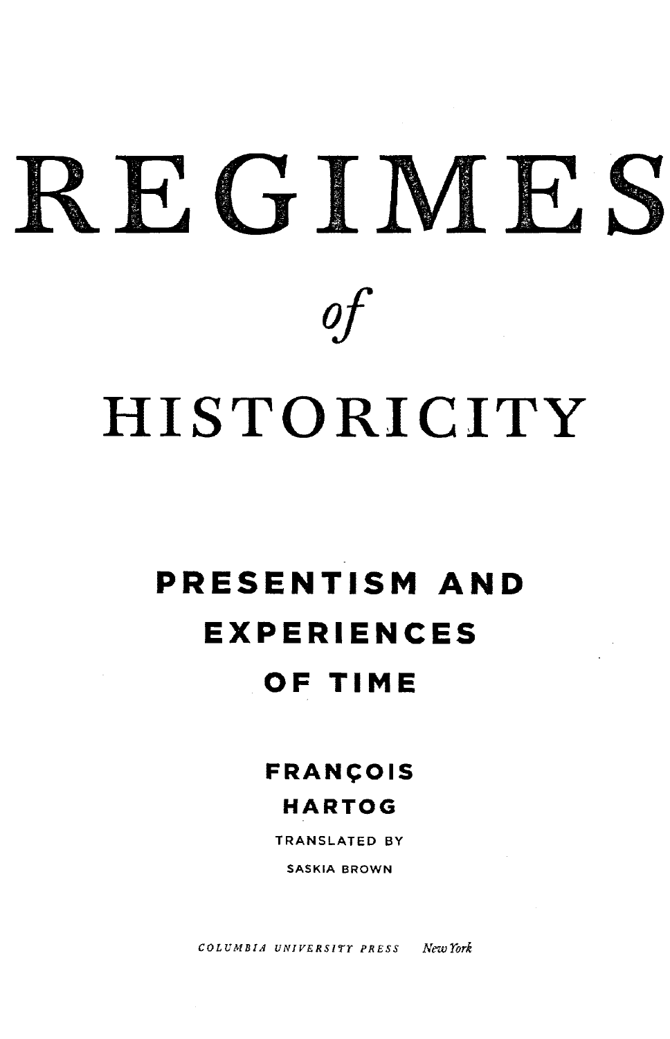# REGIMES *of* HISTORICITY

## PRESENTISM AND EXPERIENCES OF TIME

**FRANÇOIS HARTOG**

TRANSLATED BY SASKIA BROWN

*COLUMBIA UNIVERSITY PRESS New York*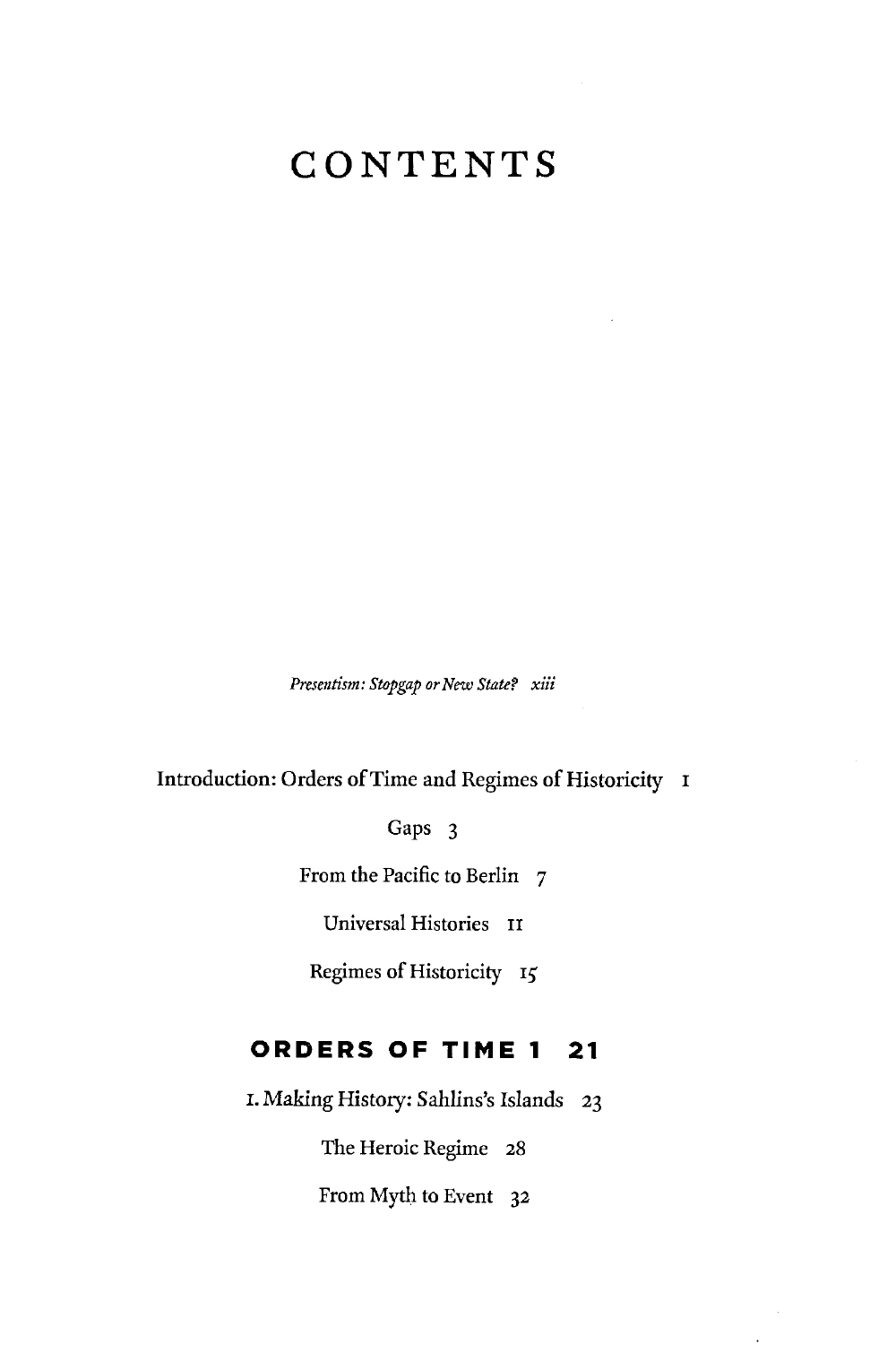# CONTENTS

*Presentism: Stopgap or New State?* xiii

Introduction: Orders of Time and Regimes of Historicity 1

Gaps 3

From the Pacific to Berlin 7

Universal Histories 11

Regimes of Historicity 15

## ORDERS OF TIME 1 21

1. Making History: Sahlins's Islands 23

The Heroic Regime 28

From Myth to Event 32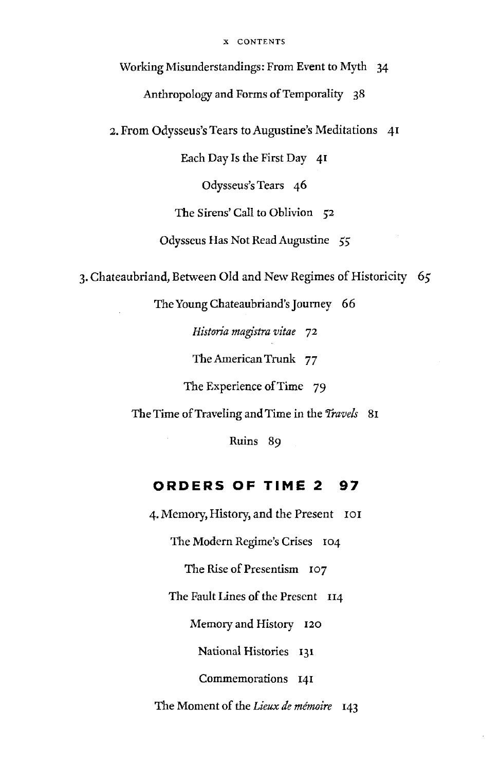Working Misunderstandings: From Event to Myth 34

Anthropology and Forms of Temporality 38

2. From Odysseus's Tears to Augustine's Meditations 41

Each Day Is the First Day 41

Odysseus's Tears 46

The Sirens' Call to Oblivion 52

Odysseus Has Not Read Augustine 55

3. Chateaubriand, Between Old and New Regimes of Historicity 65

The Young Chateaubriand's Journey 66

*Historia magistra vitae* 72

The American Trunk 77

The Experience of Time 79

The Time of Traveling and Time in the *Travels* 81

Ruins 89

## ORDERS OF TIME 2 97

4. Memory, History, and the Present 101

The Modern Regime's Crises 104

The Rise of Presentism 107

The Fault Lines of the Present 114

Memory and History 120

National Histories 131

Commemorations 141

The Moment of the *Lieux de mémoire* 143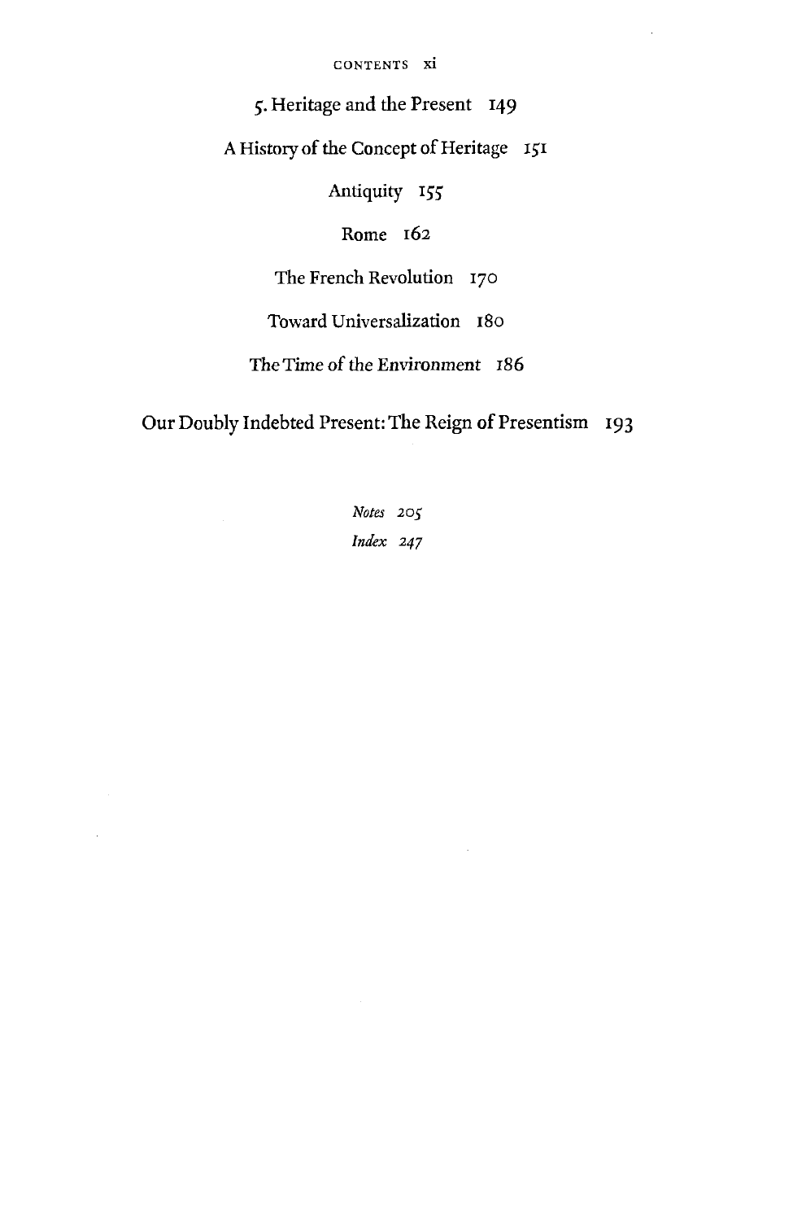5. Heritage and the Present 149

A History of the Concept of Heritage 151

Antiquity 155

Rome 162

The French Revolution 170

Toward Universalization 180

The Time of the Environment 186

Our Doubly Indebted Present: The Reign of Presentism 193

*Notes* 205

*Index* 247